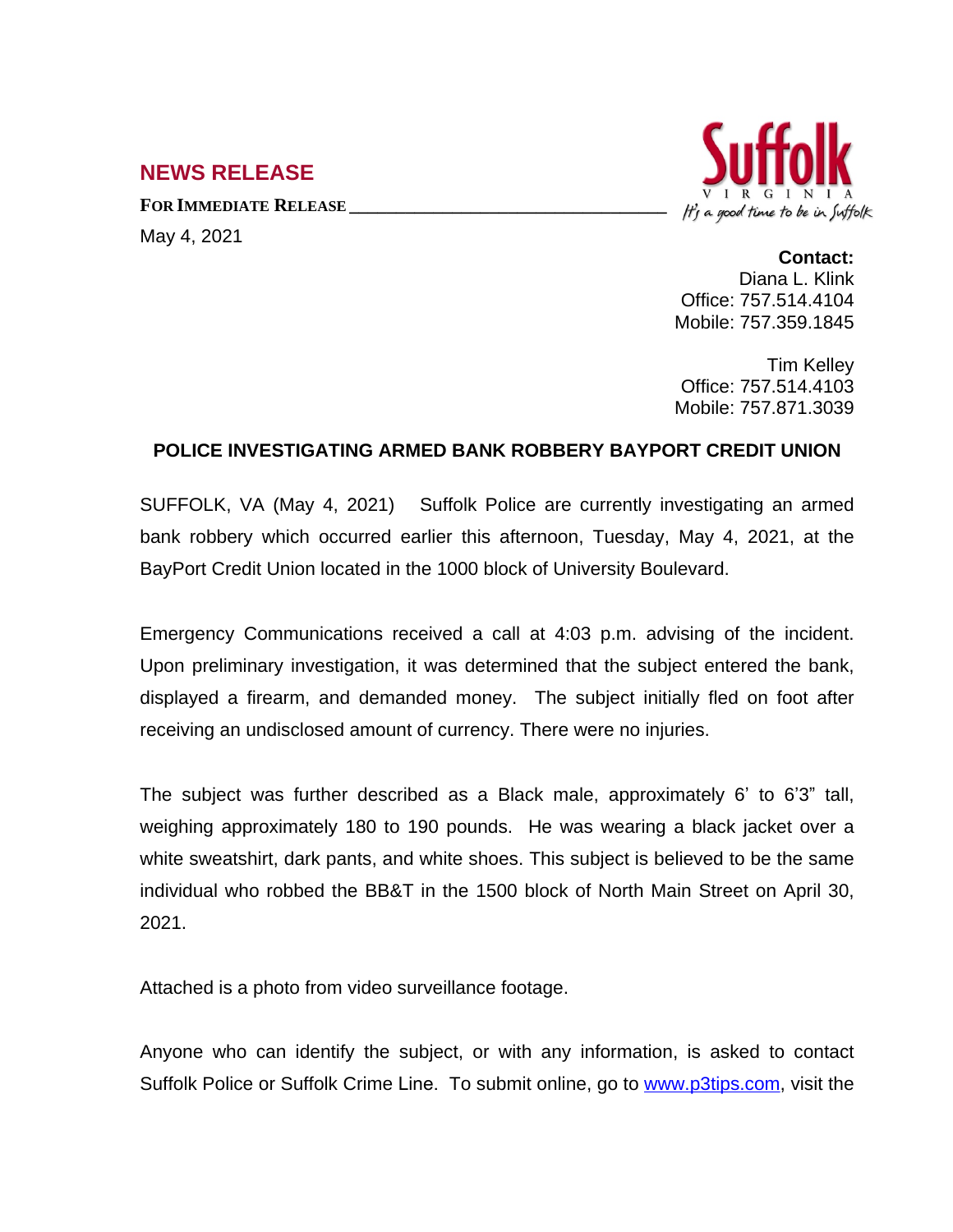## NEWS RELEASE

**FOR IMMEDIATE RELEASE**

May 4, 2021

Suffolk
VIRGINIA
*It's a good time to be in Suffolk*

**Contact:**
Diana L. Klink
Office: 757.514.4104
Mobile: 757.359.1845

Tim Kelley
Office: 757.514.4103
Mobile: 757.871.3039

**POLICE INVESTIGATING ARMED BANK ROBBERY BAYPORT CREDIT UNION**

SUFFOLK, VA (May 4, 2021) Suffolk Police are currently investigating an armed bank robbery which occurred earlier this afternoon, Tuesday, May 4, 2021, at the BayPort Credit Union located in the 1000 block of University Boulevard.

Emergency Communications received a call at 4:03 p.m. advising of the incident. Upon preliminary investigation, it was determined that the subject entered the bank, displayed a firearm, and demanded money. The subject initially fled on foot after receiving an undisclosed amount of currency. There were no injuries.

The subject was further described as a Black male, approximately 6' to 6'3" tall, weighing approximately 180 to 190 pounds. He was wearing a black jacket over a white sweatshirt, dark pants, and white shoes. This subject is believed to be the same individual who robbed the BB&T in the 1500 block of North Main Street on April 30, 2021.

Attached is a photo from video surveillance footage.

Anyone who can identify the subject, or with any information, is asked to contact Suffolk Police or Suffolk Crime Line. To submit online, go to www.p3tips.com, visit the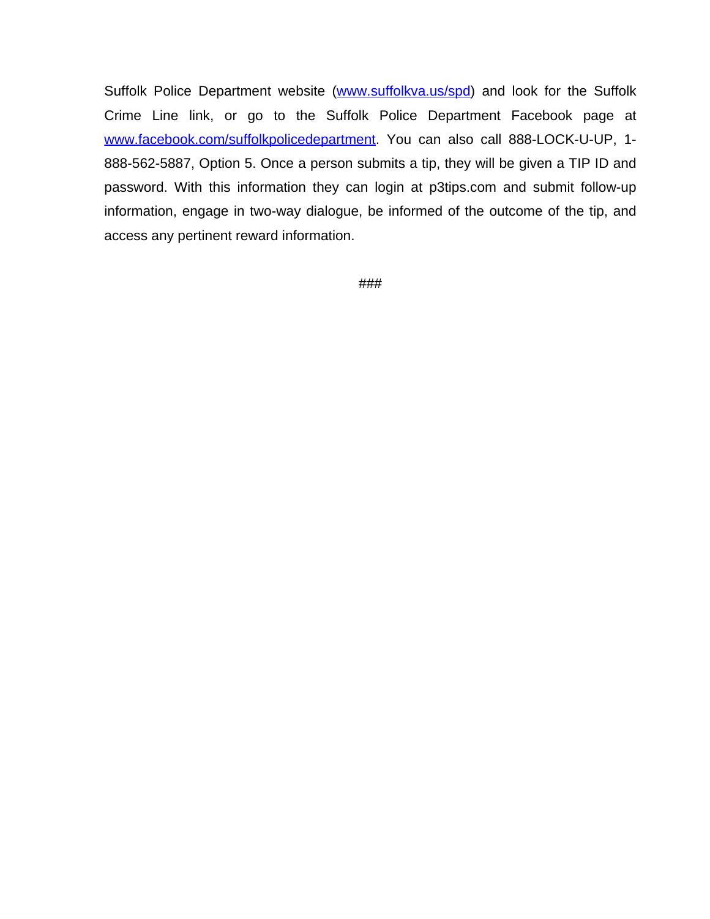Suffolk Police Department website (www.suffolkva.us/spd) and look for the Suffolk Crime Line link, or go to the Suffolk Police Department Facebook page at www.facebook.com/suffolkpolicedepartment. You can also call 888-LOCK-U-UP, 1-888-562-5887, Option 5. Once a person submits a tip, they will be given a TIP ID and password. With this information they can login at p3tips.com and submit follow-up information, engage in two-way dialogue, be informed of the outcome of the tip, and access any pertinent reward information.

###